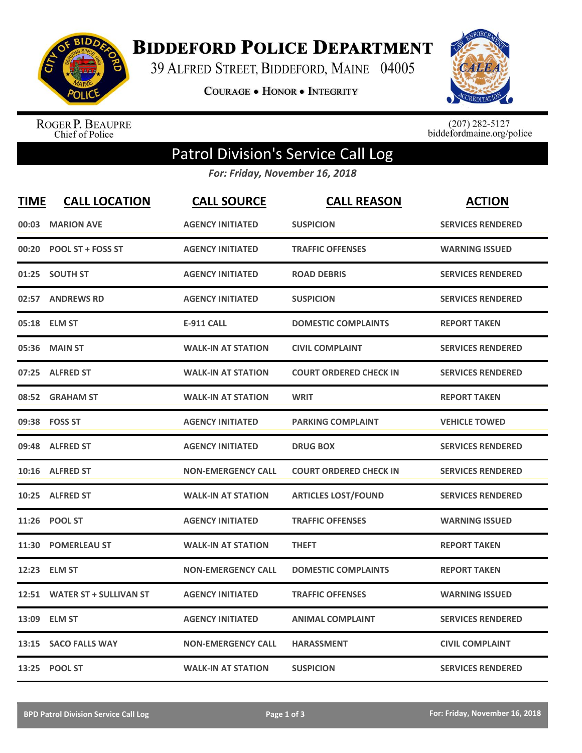# Biddeford Police Department

39 Alfred Street, Biddeford, Maine 04005

Courage • Honor • Integrity

Roger P. Beaupre
Chief of Police

(207) 282-5127
biddefordmaine.org/police

## Patrol Division's Service Call Log

*For: Friday, November 16, 2018*

| TIME | CALL LOCATION | CALL SOURCE | CALL REASON | ACTION |
|---|---|---|---|---|
| 00:03 | MARION AVE | AGENCY INITIATED | SUSPICION | SERVICES RENDERED |
| 00:20 | POOL ST + FOSS ST | AGENCY INITIATED | TRAFFIC OFFENSES | WARNING ISSUED |
| 01:25 | SOUTH ST | AGENCY INITIATED | ROAD DEBRIS | SERVICES RENDERED |
| 02:57 | ANDREWS RD | AGENCY INITIATED | SUSPICION | SERVICES RENDERED |
| 05:18 | ELM ST | E-911 CALL | DOMESTIC COMPLAINTS | REPORT TAKEN |
| 05:36 | MAIN ST | WALK-IN AT STATION | CIVIL COMPLAINT | SERVICES RENDERED |
| 07:25 | ALFRED ST | WALK-IN AT STATION | COURT ORDERED CHECK IN | SERVICES RENDERED |
| 08:52 | GRAHAM ST | WALK-IN AT STATION | WRIT | REPORT TAKEN |
| 09:38 | FOSS ST | AGENCY INITIATED | PARKING COMPLAINT | VEHICLE TOWED |
| 09:48 | ALFRED ST | AGENCY INITIATED | DRUG BOX | SERVICES RENDERED |
| 10:16 | ALFRED ST | NON-EMERGENCY CALL | COURT ORDERED CHECK IN | SERVICES RENDERED |
| 10:25 | ALFRED ST | WALK-IN AT STATION | ARTICLES LOST/FOUND | SERVICES RENDERED |
| 11:26 | POOL ST | AGENCY INITIATED | TRAFFIC OFFENSES | WARNING ISSUED |
| 11:30 | POMERLEAU ST | WALK-IN AT STATION | THEFT | REPORT TAKEN |
| 12:23 | ELM ST | NON-EMERGENCY CALL | DOMESTIC COMPLAINTS | REPORT TAKEN |
| 12:51 | WATER ST + SULLIVAN ST | AGENCY INITIATED | TRAFFIC OFFENSES | WARNING ISSUED |
| 13:09 | ELM ST | AGENCY INITIATED | ANIMAL COMPLAINT | SERVICES RENDERED |
| 13:15 | SACO FALLS WAY | NON-EMERGENCY CALL | HARASSMENT | CIVIL COMPLAINT |
| 13:25 | POOL ST | WALK-IN AT STATION | SUSPICION | SERVICES RENDERED |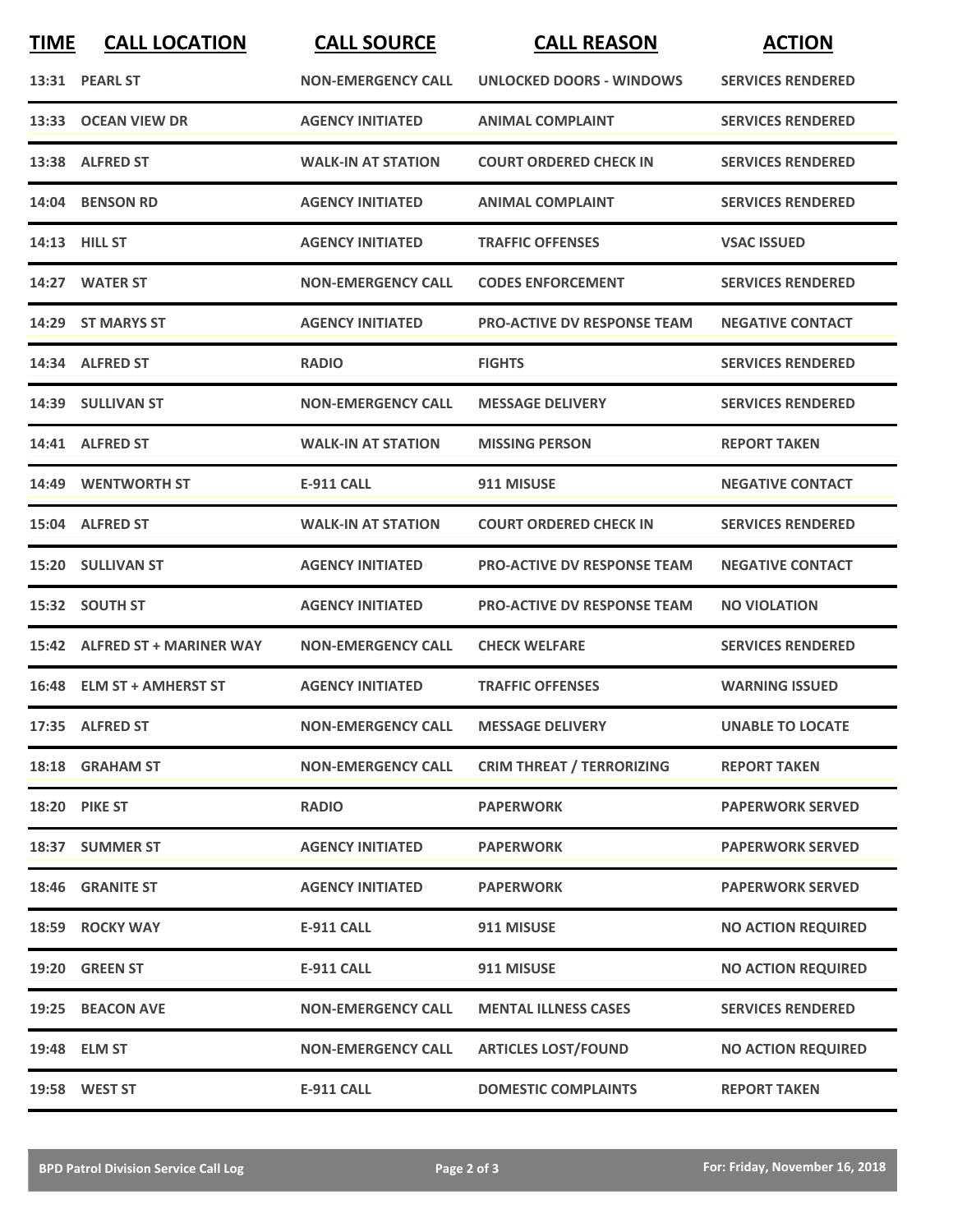| TIME | CALL LOCATION | CALL SOURCE | CALL REASON | ACTION |
|---|---|---|---|---|
| 13:31 | PEARL ST | NON-EMERGENCY CALL | UNLOCKED DOORS - WINDOWS | SERVICES RENDERED |
| 13:33 | OCEAN VIEW DR | AGENCY INITIATED | ANIMAL COMPLAINT | SERVICES RENDERED |
| 13:38 | ALFRED ST | WALK-IN AT STATION | COURT ORDERED CHECK IN | SERVICES RENDERED |
| 14:04 | BENSON RD | AGENCY INITIATED | ANIMAL COMPLAINT | SERVICES RENDERED |
| 14:13 | HILL ST | AGENCY INITIATED | TRAFFIC OFFENSES | VSAC ISSUED |
| 14:27 | WATER ST | NON-EMERGENCY CALL | CODES ENFORCEMENT | SERVICES RENDERED |
| 14:29 | ST MARYS ST | AGENCY INITIATED | PRO-ACTIVE DV RESPONSE TEAM | NEGATIVE CONTACT |
| 14:34 | ALFRED ST | RADIO | FIGHTS | SERVICES RENDERED |
| 14:39 | SULLIVAN ST | NON-EMERGENCY CALL | MESSAGE DELIVERY | SERVICES RENDERED |
| 14:41 | ALFRED ST | WALK-IN AT STATION | MISSING PERSON | REPORT TAKEN |
| 14:49 | WENTWORTH ST | E-911 CALL | 911 MISUSE | NEGATIVE CONTACT |
| 15:04 | ALFRED ST | WALK-IN AT STATION | COURT ORDERED CHECK IN | SERVICES RENDERED |
| 15:20 | SULLIVAN ST | AGENCY INITIATED | PRO-ACTIVE DV RESPONSE TEAM | NEGATIVE CONTACT |
| 15:32 | SOUTH ST | AGENCY INITIATED | PRO-ACTIVE DV RESPONSE TEAM | NO VIOLATION |
| 15:42 | ALFRED ST + MARINER WAY | NON-EMERGENCY CALL | CHECK WELFARE | SERVICES RENDERED |
| 16:48 | ELM ST + AMHERST ST | AGENCY INITIATED | TRAFFIC OFFENSES | WARNING ISSUED |
| 17:35 | ALFRED ST | NON-EMERGENCY CALL | MESSAGE DELIVERY | UNABLE TO LOCATE |
| 18:18 | GRAHAM ST | NON-EMERGENCY CALL | CRIM THREAT / TERRORIZING | REPORT TAKEN |
| 18:20 | PIKE ST | RADIO | PAPERWORK | PAPERWORK SERVED |
| 18:37 | SUMMER ST | AGENCY INITIATED | PAPERWORK | PAPERWORK SERVED |
| 18:46 | GRANITE ST | AGENCY INITIATED | PAPERWORK | PAPERWORK SERVED |
| 18:59 | ROCKY WAY | E-911 CALL | 911 MISUSE | NO ACTION REQUIRED |
| 19:20 | GREEN ST | E-911 CALL | 911 MISUSE | NO ACTION REQUIRED |
| 19:25 | BEACON AVE | NON-EMERGENCY CALL | MENTAL ILLNESS CASES | SERVICES RENDERED |
| 19:48 | ELM ST | NON-EMERGENCY CALL | ARTICLES LOST/FOUND | NO ACTION REQUIRED |
| 19:58 | WEST ST | E-911 CALL | DOMESTIC COMPLAINTS | REPORT TAKEN |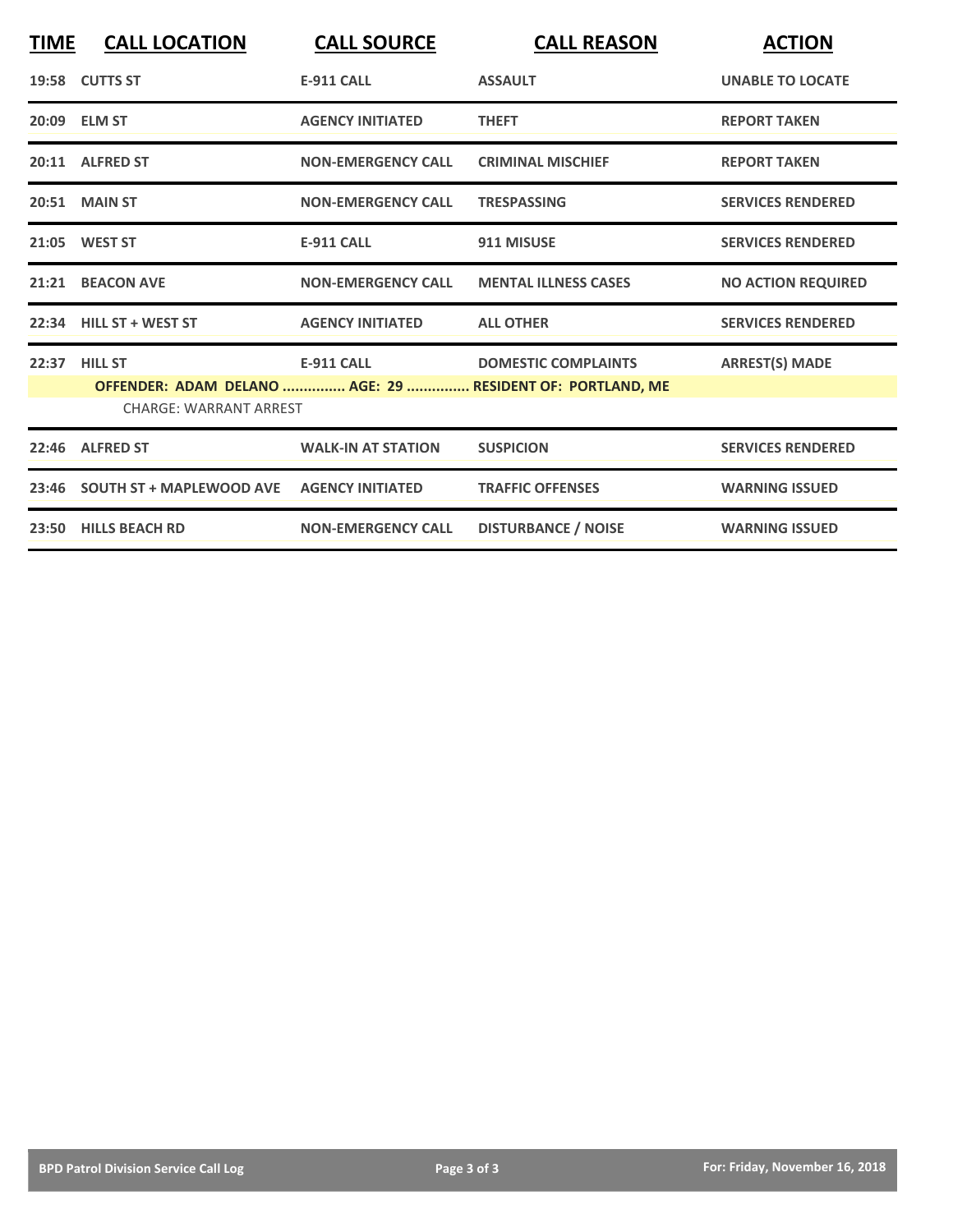| TIME | CALL LOCATION | CALL SOURCE | CALL REASON | ACTION |
|---|---|---|---|---|
| 19:58 | CUTTS ST | E-911 CALL | ASSAULT | UNABLE TO LOCATE |
| 20:09 | ELM ST | AGENCY INITIATED | THEFT | REPORT TAKEN |
| 20:11 | ALFRED ST | NON-EMERGENCY CALL | CRIMINAL MISCHIEF | REPORT TAKEN |
| 20:51 | MAIN ST | NON-EMERGENCY CALL | TRESPASSING | SERVICES RENDERED |
| 21:05 | WEST ST | E-911 CALL | 911 MISUSE | SERVICES RENDERED |
| 21:21 | BEACON AVE | NON-EMERGENCY CALL | MENTAL ILLNESS CASES | NO ACTION REQUIRED |
| 22:34 | HILL ST + WEST ST | AGENCY INITIATED | ALL OTHER | SERVICES RENDERED |
| 22:37 | HILL ST | E-911 CALL | DOMESTIC COMPLAINTS | ARREST(S) MADE |
| | OFFENDER: ADAM DELANO ............... AGE: 29 ............... RESIDENT OF: PORTLAND, ME | | | |
| | CHARGE: WARRANT ARREST | | | |
| 22:46 | ALFRED ST | WALK-IN AT STATION | SUSPICION | SERVICES RENDERED |
| 23:46 | SOUTH ST + MAPLEWOOD AVE | AGENCY INITIATED | TRAFFIC OFFENSES | WARNING ISSUED |
| 23:50 | HILLS BEACH RD | NON-EMERGENCY CALL | DISTURBANCE / NOISE | WARNING ISSUED |